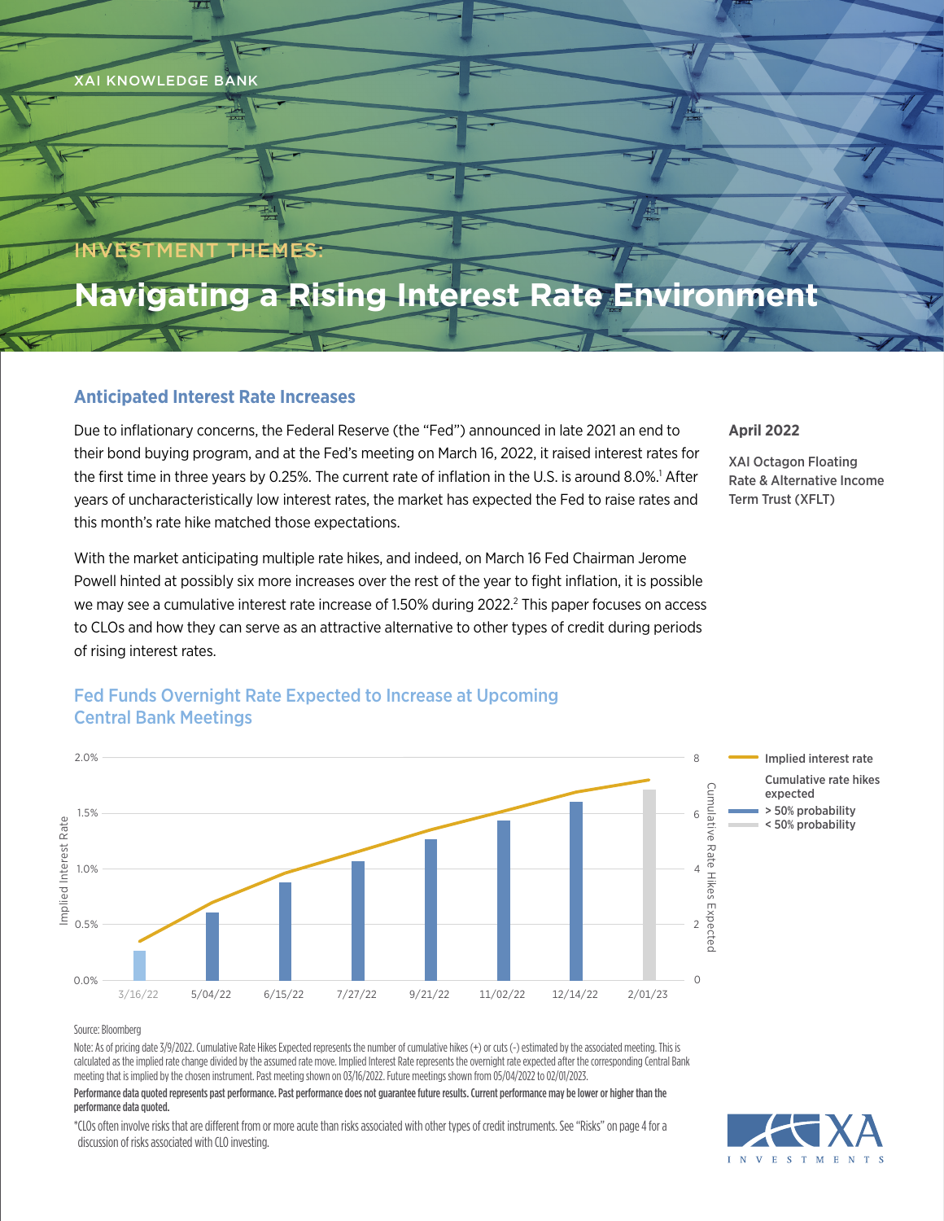XAI KNOWLEDGE BANK

INVESTMENT THEMES:

# Navigating a Rising Interest Rate Environment

**April 2022**

**XAI Octagon Floating Rate & Alternative Income Term Trust (XFLT)**

## Anticipated Interest Rate Increases

Due to inflationary concerns, the Federal Reserve (the "Fed") announced in late 2021 an end to their bond buying program, and at the Fed's meeting on March 16, 2022, it raised interest rates for the first time in three years by 0.25%. The current rate of inflation in the U.S. is around 8.0%.[1] After years of uncharacteristically low interest rates, the market has expected the Fed to raise rates and this month's rate hike matched those expectations.

With the market anticipating multiple rate hikes, and indeed, on March 16 Fed Chairman Jerome Powell hinted at possibly six more increases over the rest of the year to fight inflation, it is possible we may see a cumulative interest rate increase of 1.50% during 2022.[2] This paper focuses on access to CLOs and how they can serve as an attractive alternative to other types of credit during periods of rising interest rates.

### Fed Funds Overnight Rate Expected to Increase at Upcoming Central Bank Meetings

Legend: Implied interest rate; Cumulative rate hikes expected: > 50% probability; < 50% probability

Axes: Implied Interest Rate (0.0%–2.0%); Cumulative Rate Hikes Expected (0–8)

Meeting dates: 3/16/22, 5/04/22, 6/15/22, 7/27/22, 9/21/22, 11/02/22, 12/14/22, 2/01/23

Source: Bloomberg

Note: As of pricing date 3/9/2022. Cumulative Rate Hikes Expected represents the number of cumulative hikes (+) or cuts (-) estimated by the associated meeting. This is calculated as the implied rate change divided by the assumed rate move. Implied Interest Rate represents the overnight rate expected after the corresponding Central Bank meeting that is implied by the chosen instrument. Past meeting shown on 03/16/2022. Future meetings shown from 05/04/2022 to 02/01/2023.

**Performance data quoted represents past performance. Past performance does not guarantee future results. Current performance may be lower or higher than the performance data quoted.**

*CLOs often involve risks that are different from or more acute than risks associated with other types of credit instruments. See "Risks" on page 4 for a discussion of risks associated with CLO investing.

XA INVESTMENTS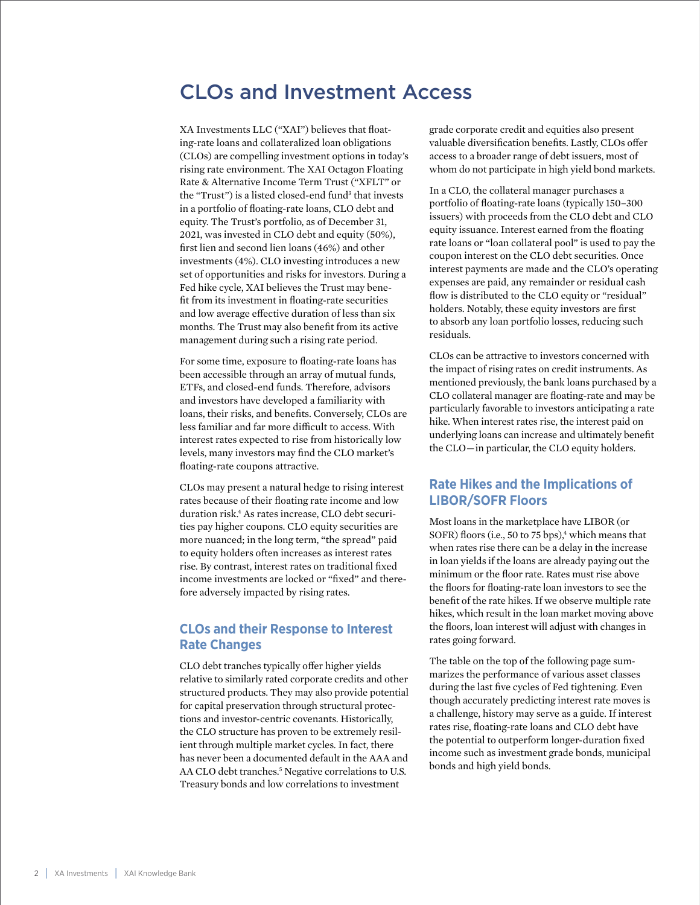# CLOs and Investment Access

XA Investments LLC ("XAI") believes that floating-rate loans and collateralized loan obligations (CLOs) are compelling investment options in today's rising rate environment. The XAI Octagon Floating Rate & Alternative Income Term Trust ("XFLT" or the "Trust") is a listed closed-end fund[3] that invests in a portfolio of floating-rate loans, CLO debt and equity. The Trust's portfolio, as of December 31, 2021, was invested in CLO debt and equity (50%), first lien and second lien loans (46%) and other investments (4%). CLO investing introduces a new set of opportunities and risks for investors. During a Fed hike cycle, XAI believes the Trust may benefit from its investment in floating-rate securities and low average effective duration of less than six months. The Trust may also benefit from its active management during such a rising rate period.

For some time, exposure to floating-rate loans has been accessible through an array of mutual funds, ETFs, and closed-end funds. Therefore, advisors and investors have developed a familiarity with loans, their risks, and benefits. Conversely, CLOs are less familiar and far more difficult to access. With interest rates expected to rise from historically low levels, many investors may find the CLO market's floating-rate coupons attractive.

CLOs may present a natural hedge to rising interest rates because of their floating rate income and low duration risk.[4] As rates increase, CLO debt securities pay higher coupons. CLO equity securities are more nuanced; in the long term, "the spread" paid to equity holders often increases as interest rates rise. By contrast, interest rates on traditional fixed income investments are locked or "fixed" and therefore adversely impacted by rising rates.

## CLOs and their Response to Interest Rate Changes

CLO debt tranches typically offer higher yields relative to similarly rated corporate credits and other structured products. They may also provide potential for capital preservation through structural protections and investor-centric covenants. Historically, the CLO structure has proven to be extremely resilient through multiple market cycles. In fact, there has never been a documented default in the AAA and AA CLO debt tranches.[5] Negative correlations to U.S. Treasury bonds and low correlations to investment grade corporate credit and equities also present valuable diversification benefits. Lastly, CLOs offer access to a broader range of debt issuers, most of whom do not participate in high yield bond markets.

In a CLO, the collateral manager purchases a portfolio of floating-rate loans (typically 150–300 issuers) with proceeds from the CLO debt and CLO equity issuance. Interest earned from the floating rate loans or "loan collateral pool" is used to pay the coupon interest on the CLO debt securities. Once interest payments are made and the CLO's operating expenses are paid, any remainder or residual cash flow is distributed to the CLO equity or "residual" holders. Notably, these equity investors are first to absorb any loan portfolio losses, reducing such residuals.

CLOs can be attractive to investors concerned with the impact of rising rates on credit instruments. As mentioned previously, the bank loans purchased by a CLO collateral manager are floating-rate and may be particularly favorable to investors anticipating a rate hike. When interest rates rise, the interest paid on underlying loans can increase and ultimately benefit the CLO—in particular, the CLO equity holders.

## Rate Hikes and the Implications of LIBOR/SOFR Floors

Most loans in the marketplace have LIBOR (or SOFR) floors (i.e., 50 to 75 bps),[4] which means that when rates rise there can be a delay in the increase in loan yields if the loans are already paying out the minimum or the floor rate. Rates must rise above the floors for floating-rate loan investors to see the benefit of the rate hikes. If we observe multiple rate hikes, which result in the loan market moving above the floors, loan interest will adjust with changes in rates going forward.

The table on the top of the following page summarizes the performance of various asset classes during the last five cycles of Fed tightening. Even though accurately predicting interest rate moves is a challenge, history may serve as a guide. If interest rates rise, floating-rate loans and CLO debt have the potential to outperform longer-duration fixed income such as investment grade bonds, municipal bonds and high yield bonds.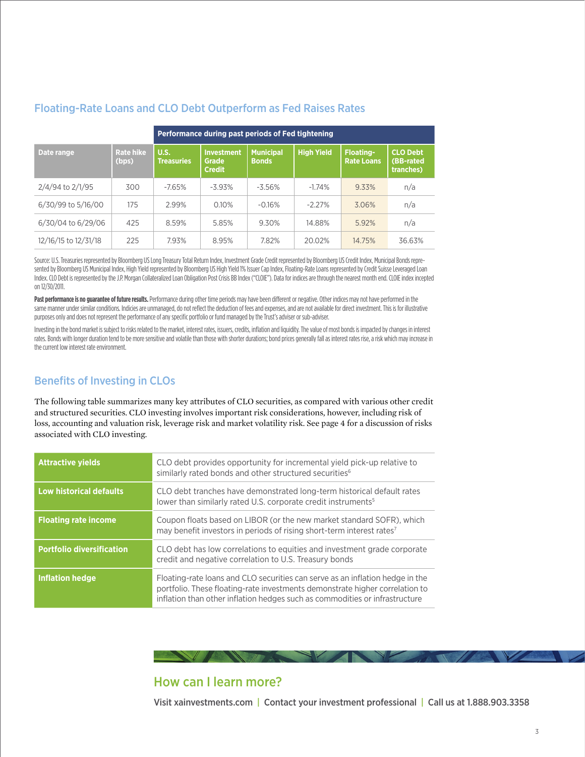## Floating-Rate Loans and CLO Debt Outperform as Fed Raises Rates

| | | Performance during past periods of Fed tightening | | | | | |
|---|---|---|---|---|---|---|---|
| Date range | Rate hike (bps) | U.S. Treasuries | Investment Grade Credit | Municipal Bonds | High Yield | Floating-Rate Loans | CLO Debt (BB-rated tranches) |
| 2/4/94 to 2/1/95 | 300 | -7.65% | -3.93% | -3.56% | -1.74% | 9.33% | n/a |
| 6/30/99 to 5/16/00 | 175 | 2.99% | 0.10% | -0.16% | -2.27% | 3.06% | n/a |
| 6/30/04 to 6/29/06 | 425 | 8.59% | 5.85% | 9.30% | 14.88% | 5.92% | n/a |
| 12/16/15 to 12/31/18 | 225 | 7.93% | 8.95% | 7.82% | 20.02% | 14.75% | 36.63% |

Source: U.S. Treasuries represented by Bloomberg US Long Treasury Total Return Index, Investment Grade Credit represented by Bloomberg US Credit Index, Municipal Bonds represented by Bloomberg US Municipal Index, High Yield represented by Bloomberg US High Yield 1% Issuer Cap Index, Floating-Rate Loans represented by Credit Suisse Leveraged Loan Index. CLO Debt is represented by the J.P. Morgan Collateralized Loan Obligation Post Crisis BB Index ("CLOIE"). Data for indices are through the nearest month end. CLOIE index incepted on 12/30/2011.

**Past performance is no guarantee of future results.** Performance during other time periods may have been different or negative. Other indices may not have performed in the same manner under similar conditions. Indicies are unmanaged, do not reflect the deduction of fees and expenses, and are not available for direct investment. This is for illustrative purposes only and does not represent the performance of any specific portfolio or fund managed by the Trust's adviser or sub-adviser.

Investing in the bond market is subject to risks related to the market, interest rates, issuers, credits, inflation and liquidity. The value of most bonds is impacted by changes in interest rates. Bonds with longer duration tend to be more sensitive and volatile than those with shorter durations; bond prices generally fall as interest rates rise, a risk which may increase in the current low interest rate environment.

## Benefits of Investing in CLOs

The following table summarizes many key attributes of CLO securities, as compared with various other credit and structured securities. CLO investing involves important risk considerations, however, including risk of loss, accounting and valuation risk, leverage risk and market volatility risk. See page 4 for a discussion of risks associated with CLO investing.

| | |
|---|---|
| **Attractive yields** | CLO debt provides opportunity for incremental yield pick-up relative to similarly rated bonds and other structured securities[6] |
| **Low historical defaults** | CLO debt tranches have demonstrated long-term historical default rates lower than similarly rated U.S. corporate credit instruments[5] |
| **Floating rate income** | Coupon floats based on LIBOR (or the new market standard SOFR), which may benefit investors in periods of rising short-term interest rates[7] |
| **Portfolio diversification** | CLO debt has low correlations to equities and investment grade corporate credit and negative correlation to U.S. Treasury bonds |
| **Inflation hedge** | Floating-rate loans and CLO securities can serve as an inflation hedge in the portfolio. These floating-rate investments demonstrate higher correlation to inflation than other inflation hedges such as commodities or infrastructure |

## How can I learn more?

Visit xainvestments.com | Contact your investment professional | Call us at 1.888.903.3358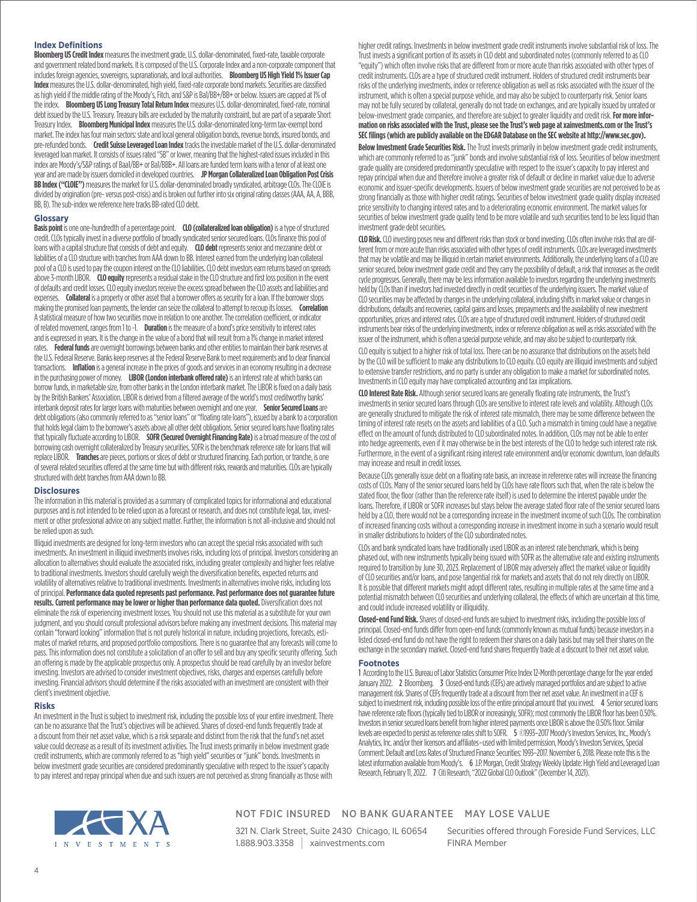## Index Definitions

**Bloomberg US Credit Index** measures the investment grade, U.S. dollar-denominated, fixed-rate, taxable corporate and government related bond markets. It is composed of the U.S. Corporate Index and a non-corporate component that includes foreign agencies, sovereigns, supranationals, and local authorities. **Bloomberg US High Yield 1% Issuer Cap Index** measures the U.S. dollar-denominated, high yield, fixed-rate corporate bond markets. Securities are classified as high yield if the middle rating of the Moody's, Fitch, and S&P is Ba1/BB+/BB+ or below. Issuers are capped at 1% of the index. **Bloomberg US Long Treasury Total Return Index** measures U.S. dollar-denominated, fixed-rate, nominal debt issued by the U.S. Treasury. Treasury bills are excluded by the maturity constraint, but are part of a separate Short Treasury Index. **Bloomberg Municipal Index** measures the U.S. dollar-denominated long-term tax-exempt bond market. The index has four main sectors: state and local general obligation bonds, revenue bonds, insured bonds, and pre-refunded bonds. **Credit Suisse Leveraged Loan Index** tracks the investable market of the U.S. dollar-denominated leveraged loan market. It consists of issues rated "5B" or lower, meaning that the highest-rated issues included in this index are Moody's/S&P ratings of Baa1/BB+ or Ba1/BBB+. All loans are funded term loans with a tenor of at least one year and are made by issuers domiciled in developed countries. **JP Morgan Collateralized Loan Obligation Post Crisis BB Index ("CLOIE")** measures the market for U.S. dollar-denominated broadly syndicated, arbitrage CLOs. The CLOIE is divided by origination (pre- versus post-crisis) and is broken out further into six original rating classes (AAA, AA, A, BBB, BB, B). The sub-index we reference here tracks BB-rated CLO debt.

## Glossary

**Basis point** is one one-hundredth of a percentage point. **CLO (collateralized loan obligation)** is a type of structured credit. CLOs typically invest in a diverse portfolio of broadly syndicated senior secured loans. CLOs finance this pool of loans with a capital structure that consists of debt and equity. **CLO debt** represents senior and mezzanine debt or liabilities of a CLO structure with tranches from AAA down to BB. Interest earned from the underlying loan collateral pool of a CLO is used to pay the coupon interest on the CLO liabilities. CLO debt investors earn returns based on spreads above 3-month LIBOR. **CLO equity** represents a residual stake in the CLO structure and first loss position in the event of defaults and credit losses. CLO equity investors receive the excess spread between the CLO assets and liabilities and expenses. **Collateral** is a property or other asset that a borrower offers as security for a loan. If the borrower stops making the promised loan payments, the lender can seize the collateral to attempt to recoup its losses. **Correlation** A statistical measure of how two securities move in relation to one another. The correlation coefficient, or indicator of related movement, ranges from 1 to -1. **Duration** is the measure of a bond's price sensitivity to interest rates and is expressed in years. It is the change in the value of a bond that will result from a 1% change in market interest rates. **Federal funds** are overnight borrowings between banks and other entities to maintain their bank reserves at the U.S. Federal Reserve. Banks keep reserves at the Federal Reserve Bank to meet requirements and to clear financial transactions. **Inflation** is a general increase in the prices of goods and services in an economy resulting in a decrease in the purchasing power of money. **LIBOR (London interbank offered rate)** is an interest rate at which banks can borrow funds, in marketable size, from other banks in the London interbank market. The LIBOR is fixed on a daily basis by the British Bankers' Association. LIBOR is derived from a filtered average of the world's most creditworthy banks' interbank deposit rates for larger loans with maturities between overnight and one year. **Senior Secured Loans** are debt obligations (also commonly referred to as "senior loans" or "floating rate loans"), issued by a bank to a corporation that holds legal claim to the borrower's assets above all other debt obligations. Senior secured loans have floating rates that typically fluctuate according to LIBOR. **SOFR (Secured Overnight Financing Rate)** is a broad measure of the cost of borrowing cash overnight collateralized by Treasury securities. SOFR is the benchmark reference rate for loans that will replace LIBOR. **Tranches** are pieces, portions or slices of debt or structured financing. Each portion, or tranche, is one of several related securities offered at the same time but with different risks, rewards and maturities. CLOs are typically structured with debt tranches from AAA down to BB.

## Disclosures

The information in this material is provided as a summary of complicated topics for informational and educational purposes and is not intended to be relied upon as a forecast or research, and does not constitute legal, tax, investment or other professional advice on any subject matter. Further, the information is not all-inclusive and should not be relied upon as such.

Illiquid investments are designed for long-term investors who can accept the special risks associated with such investments. An investment in illiquid investments involves risks, including loss of principal. Investors considering an allocation to alternatives should evaluate the associated risks, including greater complexity and higher fees relative to traditional investments. Investors should carefully weigh the diversification benefits, expected returns and volatility of alternatives relative to traditional investments. Investments in alternatives involve risks, including loss of principal. **Performance data quoted represents past performance. Past performance does not guarantee future results. Current performance may be lower or higher than performance data quoted.** Diversification does not eliminate the risk of experiencing investment losses. You should not use this material as a substitute for your own judgment, and you should consult professional advisors before making any investment decisions. This material may contain "forward looking" information that is not purely historical in nature, including projections, forecasts, estimates of market returns, and proposed portfolio compositions. There is no guarantee that any forecasts will come to pass. This information does not constitute a solicitation of an offer to sell and buy any specific security offering. Such an offering is made by the applicable prospectus only. A prospectus should be read carefully by an investor before investing. Investors are advised to consider investment objectives, risks, charges and expenses carefully before investing. Financial advisors should determine if the risks associated with an investment are consistent with their client's investment objective.

## Risks

An investment in the Trust is subject to investment risk, including the possible loss of your entire investment. There can be no assurance that the Trust's objectives will be achieved. Shares of closed-end funds frequently trade at a discount from their net asset value, which is a risk separate and distinct from the risk that the fund's net asset value could decrease as a result of its investment activities. The Trust invests primarily in below investment grade credit instruments, which are commonly referred to as "high yield" securities or "junk" bonds. Investments in below investment grade securities are considered predominantly speculative with respect to the issuer's capacity to pay interest and repay principal when due and such issuers are not perceived as strong financially as those with higher credit ratings. Investments in below investment grade credit instruments involve substantial risk of loss. The Trust invests a significant portion of its assets in CLO debt and subordinated notes (commonly referred to as CLO "equity") which often involve risks that are different from or more acute than risks associated with other types of credit instruments. CLOs are a type of structured credit instrument. Holders of structured credit instruments bear risks of the underlying investments, index or reference obligation as well as risks associated with the issuer of the instrument, which is often a special purpose vehicle, and may also be subject to counterparty risk. Senior loans may not be fully secured by collateral, generally do not trade on exchanges, and are typically issued by unrated or below-investment grade companies, and therefore are subject to greater liquidity and credit risk. **For more information on risks associated with the Trust, please see the Trust's web page at xainvestments.com or the Trust's SEC filings (which are publicly available on the EDGAR Database on the SEC website at http://www.sec.gov).**

**Below Investment Grade Securities Risk.** The Trust invests primarily in below investment grade credit instruments, which are commonly referred to as "junk" bonds and involve substantial risk of loss. Securities of below investment grade quality are considered predominantly speculative with respect to the issuer's capacity to pay interest and repay principal when due and therefore involve a greater risk of default or decline in market value due to adverse economic and issuer-specific developments. Issuers of below investment grade securities are not perceived to be as strong financially as those with higher credit ratings. Securities of below investment grade quality display increased price sensitivity to changing interest rates and to a deteriorating economic environment. The market values for securities of below investment grade quality tend to be more volatile and such securities tend to be less liquid than investment grade debt securities.

**CLO Risk.** CLO investing poses new and different risks than stock or bond investing. CLOs often involve risks that are different from or more acute than risks associated with other types of credit instruments. CLOs are leveraged investments that may be volatile and may be illiquid in certain market environments. Additionally, the underlying loans of a CLO are senior secured, below investment grade credit and they carry the possibility of default, a risk that increases as the credit cycle progresses. Generally, there may be less information available to investors regarding the underlying investments held by CLOs than if investors had invested directly in credit securities of the underlying issuers. The market value of CLO securities may be affected by changes in the underlying collateral, including shifts in market value or changes in distributions, defaults and recoveries, capital gains and losses, prepayments and the availability of new investment opportunities, prices and interest rates. CLOs are a type of structured credit instrument. Holders of structured credit instruments bear risks of the underlying investments, index or reference obligation as well as risks associated with the issuer of the instrument, which is often a special purpose vehicle, and may also be subject to counterparty risk.

CLO equity is subject to a higher risk of total loss. There can be no assurance that distributions on the assets held by the CLO will be sufficient to make any distributions to CLO equity. CLO equity are illiquid investments and subject to extensive transfer restrictions, and no party is under any obligation to make a market for subordinated notes. Investments in CLO equity may have complicated accounting and tax implications.

**CLO Interest Rate Risk.** Although senior secured loans are generally floating rate instruments, the Trust's investments in senior secured loans through CLOs are sensitive to interest rate levels and volatility. Although CLOs are generally structured to mitigate the risk of interest rate mismatch, there may be some difference between the timing of interest rate resets on the assets and liabilities of a CLO. Such a mismatch in timing could have a negative effect on the amount of funds distributed to CLO subordinated notes. In addition, CLOs may not be able to enter into hedge agreements, even if it may otherwise be in the best interests of the CLO to hedge such interest rate risk. Furthermore, in the event of a significant rising interest rate environment and/or economic downturn, loan defaults may increase and result in credit losses.

Because CLOs generally issue debt on a floating rate basis, an increase in reference rates will increase the financing costs of CLOs. Many of the senior secured loans held by CLOs have rate floors such that, when the rate is below the stated floor, the floor (rather than the reference rate itself) is used to determine the interest payable under the loans. Therefore, if LIBOR or SOFR increases but stays below the average stated floor rate of the senior secured loans held by a CLO, there would not be a corresponding increase in the investment income of such CLOs. The combination of increased financing costs without a corresponding increase in investment income in such a scenario would result in smaller distributions to holders of the CLO subordinated notes.

CLOs and bank syndicated loans have traditionally used LIBOR as an interest rate benchmark, which is being phased out, with new instruments typically being issued with SOFR as the alternative rate and existing instruments required to transition by June 30, 2023. Replacement of LIBOR may adversely affect the market value or liquidity of CLO securities and/or loans, and pose tangential risk for markets and assets that do not rely directly on LIBOR. It is possible that different markets might adopt different rates, resulting in multiple rates at the same time and a potential mismatch between CLO securities and underlying collateral, the effects of which are uncertain at this time, and could include increased volatility or illiquidity.

**Closed-end Fund Risk.** Shares of closed-end funds are subject to investment risks, including the possible loss of principal. Closed-end funds differ from open-end funds (commonly known as mutual funds) because investors in a listed closed-end fund do not have the right to redeem their shares on a daily basis but may sell their shares on the exchange in the secondary market. Closed-end fund shares frequently trade at a discount to their net asset value.

## Footnotes

1 According to the U.S. Bureau of Labor Statistics Consumer Price Index 12-Month percentage change for the year ended January 2022. 2 Bloomberg. 3 Closed-end funds (CEFs) are actively managed portfolios and are subject to active management risk. Shares of CEFs frequently trade at a discount from their net asset value. An investment in a CEF is subject to investment risk, including possible loss of the entire principal amount that you invest. 4 Senior secured loans have reference rate floors (typically tied to LIBOR or increasingly, SOFR); most commonly the LIBOR floor has been 0.50%. Investors in senior secured loans benefit from higher interest payments once LIBOR is above the 0.50% floor. Similar levels are expected to persist as reference rates shift to SOFR. 5 ©1993–2017 Moody's Investors Services, Inc., Moody's Analytics, Inc. and/or their licensors and affiliates–used with limited permission, Moody's Investors Services, Special Comment: Default and Loss Rates of Structured Finance Securities: 1993–2017. November 6, 2018. Please note this is the latest information available from Moody's. 6 J.P. Morgan, Credit Strategy Weekly Update: High Yield and Leveraged Loan Research, February 11, 2022. 7 Citi Research, "2022 Global CLO Outlook" (December 14, 2021).

XA INVESTMENTS

NOT FDIC INSURED   NO BANK GUARANTEE   MAY LOSE VALUE

321 N. Clark Street, Suite 2430 Chicago, IL 60654
1.888.903.3358 | xainvestments.com

Securities offered through Foreside Fund Services, LLC
FINRA Member